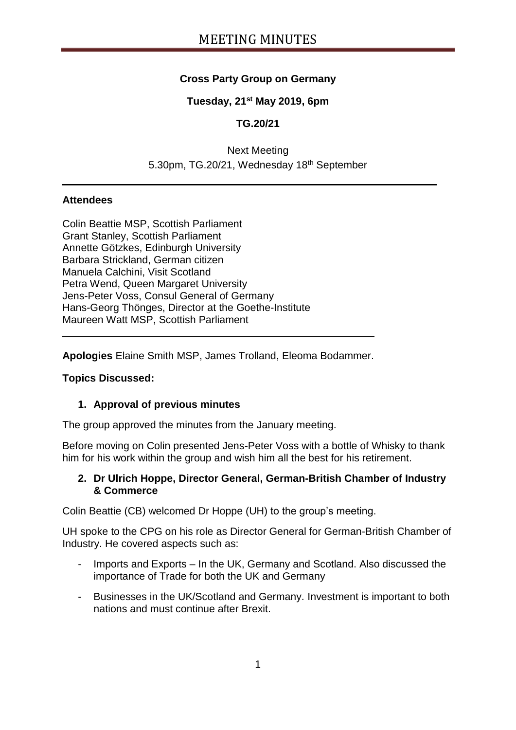# MEETING MINUTES

**Cross Party Group on Germany**

**Tuesday, 21st May 2019, 6pm**

**TG.20/21**

Next Meeting
5.30pm, TG.20/21, Wednesday 18th September

---

**Attendees**

Colin Beattie MSP, Scottish Parliament
Grant Stanley, Scottish Parliament
Annette Götzkes, Edinburgh University
Barbara Strickland, German citizen
Manuela Calchini, Visit Scotland
Petra Wend, Queen Margaret University
Jens-Peter Voss, Consul General of Germany
Hans-Georg Thönges, Director at the Goethe-Institute
Maureen Watt MSP, Scottish Parliament

---

**Apologies** Elaine Smith MSP, James Trolland, Eleoma Bodammer.

**Topics Discussed:**

1. **Approval of previous minutes**

The group approved the minutes from the January meeting.

Before moving on Colin presented Jens-Peter Voss with a bottle of Whisky to thank him for his work within the group and wish him all the best for his retirement.

2. **Dr Ulrich Hoppe, Director General, German-British Chamber of Industry & Commerce**

Colin Beattie (CB) welcomed Dr Hoppe (UH) to the group's meeting.

UH spoke to the CPG on his role as Director General for German-British Chamber of Industry. He covered aspects such as:

- Imports and Exports – In the UK, Germany and Scotland. Also discussed the importance of Trade for both the UK and Germany
- Businesses in the UK/Scotland and Germany. Investment is important to both nations and must continue after Brexit.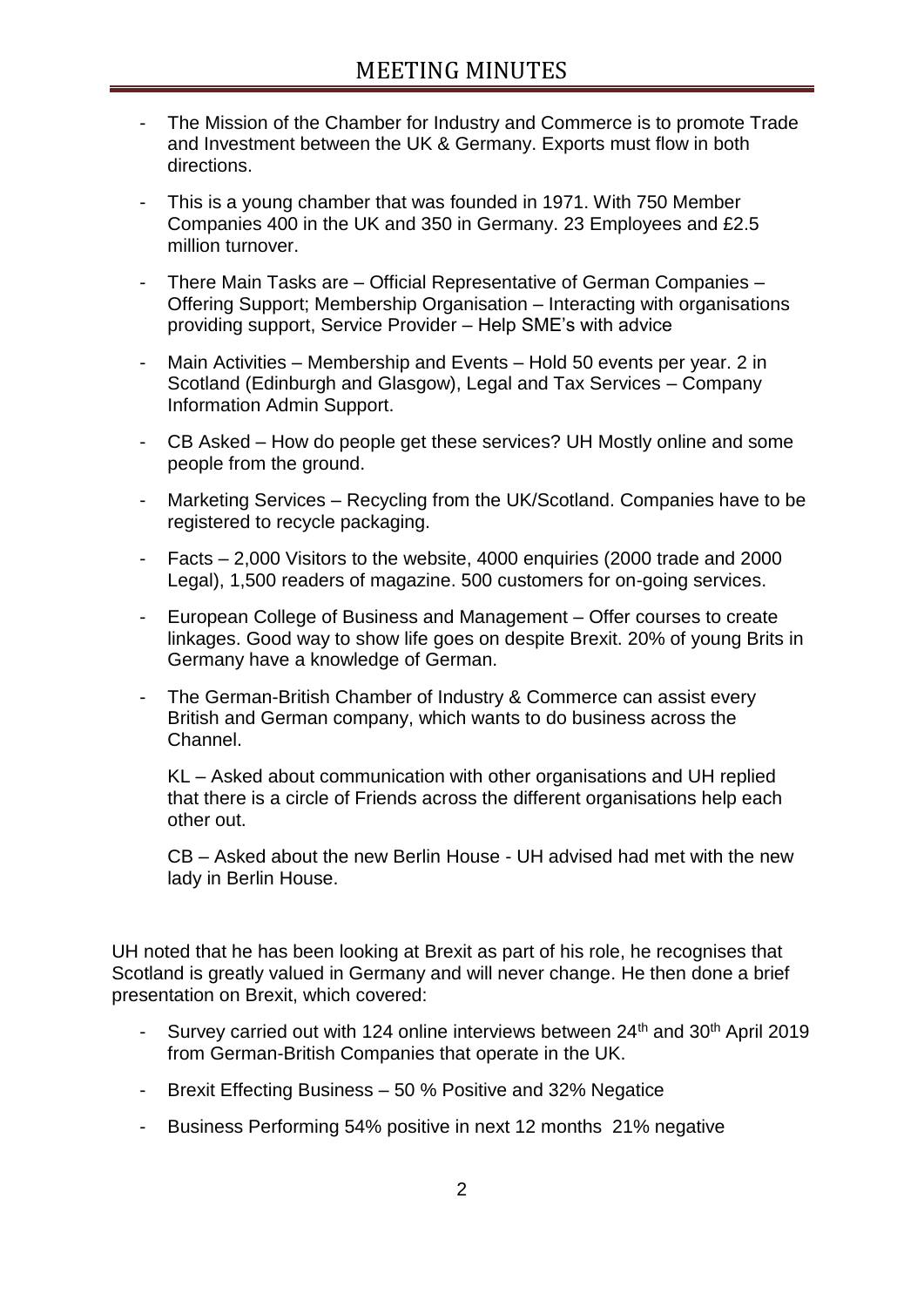# MEETING MINUTES

- The Mission of the Chamber for Industry and Commerce is to promote Trade and Investment between the UK & Germany. Exports must flow in both directions.
- This is a young chamber that was founded in 1971. With 750 Member Companies 400 in the UK and 350 in Germany. 23 Employees and £2.5 million turnover.
- There Main Tasks are – Official Representative of German Companies – Offering Support; Membership Organisation – Interacting with organisations providing support, Service Provider – Help SME's with advice
- Main Activities – Membership and Events – Hold 50 events per year. 2 in Scotland (Edinburgh and Glasgow), Legal and Tax Services – Company Information Admin Support.
- CB Asked – How do people get these services? UH Mostly online and some people from the ground.
- Marketing Services – Recycling from the UK/Scotland. Companies have to be registered to recycle packaging.
- Facts – 2,000 Visitors to the website, 4000 enquiries (2000 trade and 2000 Legal), 1,500 readers of magazine. 500 customers for on-going services.
- European College of Business and Management – Offer courses to create linkages. Good way to show life goes on despite Brexit. 20% of young Brits in Germany have a knowledge of German.
- The German-British Chamber of Industry & Commerce can assist every British and German company, which wants to do business across the Channel.

  KL – Asked about communication with other organisations and UH replied that there is a circle of Friends across the different organisations help each other out.

  CB – Asked about the new Berlin House - UH advised had met with the new lady in Berlin House.

UH noted that he has been looking at Brexit as part of his role, he recognises that Scotland is greatly valued in Germany and will never change. He then done a brief presentation on Brexit, which covered:

- Survey carried out with 124 online interviews between 24th and 30th April 2019 from German-British Companies that operate in the UK.
- Brexit Effecting Business – 50 % Positive and 32% Negatice
- Business Performing 54% positive in next 12 months 21% negative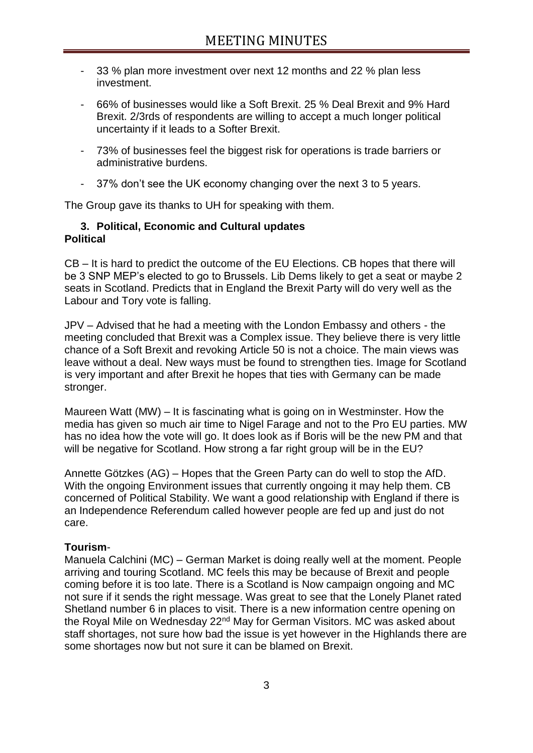- 33 % plan more investment over next 12 months and 22 % plan less investment.
- 66% of businesses would like a Soft Brexit. 25 % Deal Brexit and 9% Hard Brexit. 2/3rds of respondents are willing to accept a much longer political uncertainty if it leads to a Softer Brexit.
- 73% of businesses feel the biggest risk for operations is trade barriers or administrative burdens.
- 37% don't see the UK economy changing over the next 3 to 5 years.

The Group gave its thanks to UH for speaking with them.

### 3. Political, Economic and Cultural updates

**Political**

CB – It is hard to predict the outcome of the EU Elections. CB hopes that there will be 3 SNP MEP's elected to go to Brussels. Lib Dems likely to get a seat or maybe 2 seats in Scotland. Predicts that in England the Brexit Party will do very well as the Labour and Tory vote is falling.

JPV – Advised that he had a meeting with the London Embassy and others - the meeting concluded that Brexit was a Complex issue. They believe there is very little chance of a Soft Brexit and revoking Article 50 is not a choice. The main views was leave without a deal. New ways must be found to strengthen ties. Image for Scotland is very important and after Brexit he hopes that ties with Germany can be made stronger.

Maureen Watt (MW) – It is fascinating what is going on in Westminster. How the media has given so much air time to Nigel Farage and not to the Pro EU parties. MW has no idea how the vote will go. It does look as if Boris will be the new PM and that will be negative for Scotland. How strong a far right group will be in the EU?

Annette Götzkes (AG) – Hopes that the Green Party can do well to stop the AfD. With the ongoing Environment issues that currently ongoing it may help them. CB concerned of Political Stability. We want a good relationship with England if there is an Independence Referendum called however people are fed up and just do not care.

**Tourism**-

Manuela Calchini (MC) – German Market is doing really well at the moment. People arriving and touring Scotland. MC feels this may be because of Brexit and people coming before it is too late. There is a Scotland is Now campaign ongoing and MC not sure if it sends the right message. Was great to see that the Lonely Planet rated Shetland number 6 in places to visit. There is a new information centre opening on the Royal Mile on Wednesday 22nd May for German Visitors. MC was asked about staff shortages, not sure how bad the issue is yet however in the Highlands there are some shortages now but not sure it can be blamed on Brexit.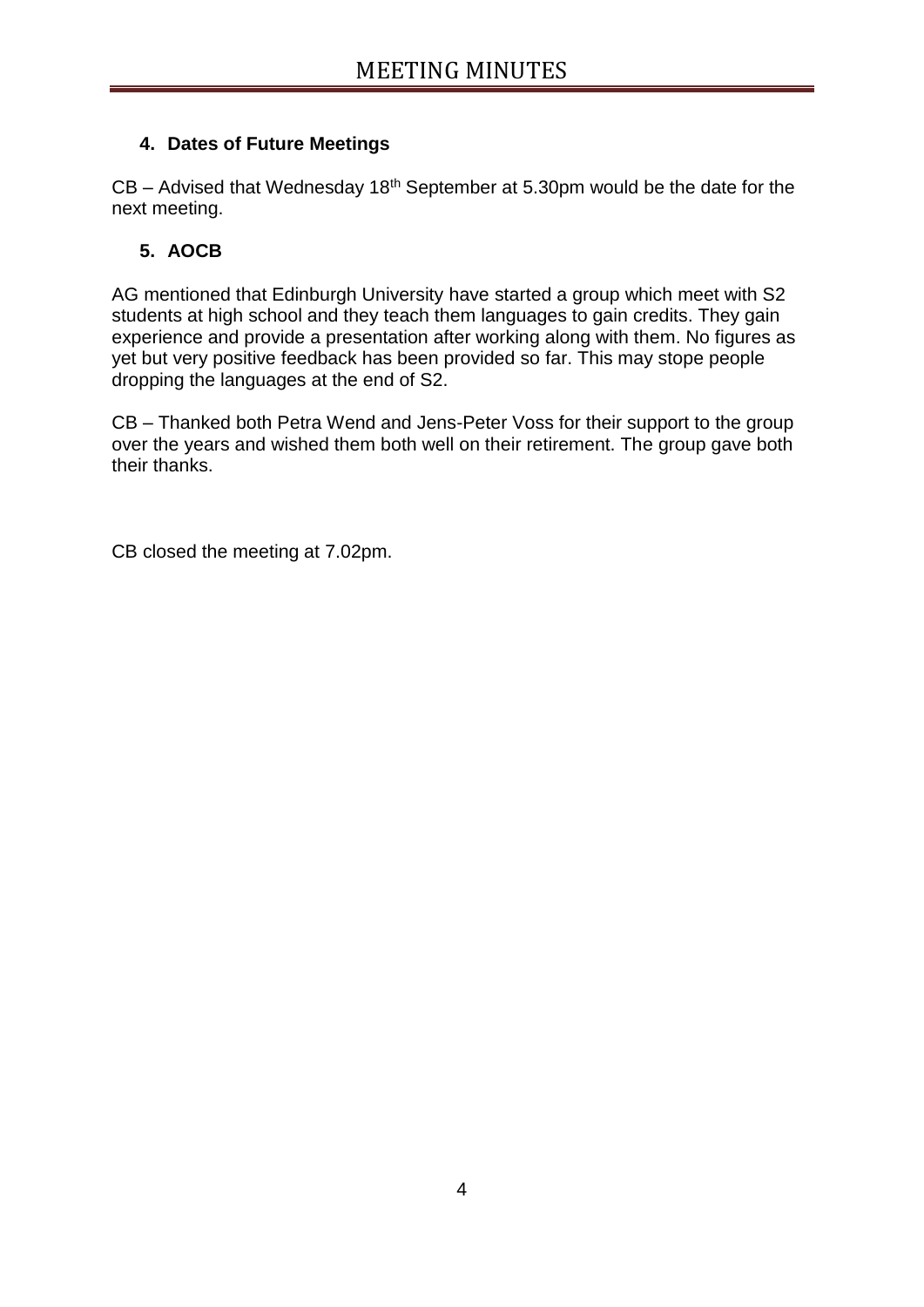### 4. Dates of Future Meetings

CB – Advised that Wednesday 18th September at 5.30pm would be the date for the next meeting.

### 5. AOCB

AG mentioned that Edinburgh University have started a group which meet with S2 students at high school and they teach them languages to gain credits. They gain experience and provide a presentation after working along with them. No figures as yet but very positive feedback has been provided so far. This may stope people dropping the languages at the end of S2.

CB – Thanked both Petra Wend and Jens-Peter Voss for their support to the group over the years and wished them both well on their retirement. The group gave both their thanks.

CB closed the meeting at 7.02pm.